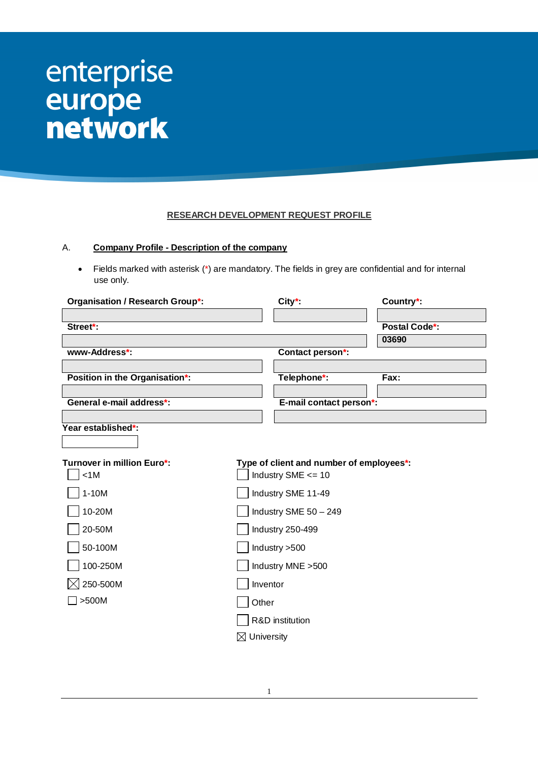enterprise europe **network**

## RESEARCH DEVELOPMENT REQUEST PROFILE

### A. Company Profile - Description of the company

- Fields marked with asterisk (*) are mandatory. The fields in grey are confidential and for internal use only.

| Organisation / Research Group*: | City*: | Country*: |
|---|---|---|
| | | |
| **Street*:** | | **Postal Code*:** |
| | | 03690 |
| **www-Address*:** | **Contact person*:** | |
| | | |
| **Position in the Organisation*:** | **Telephone*:** | **Fax:** |
| | | |
| **General e-mail address*:** | **E-mail contact person*:** | |
| | | |
| **Year established*:** | | |
| | | |

**Turnover in million Euro*:**

- ☐ <1M
- ☐ 1-10M
- ☐ 10-20M
- ☐ 20-50M
- ☐ 50-100M
- ☐ 100-250M
- ☒ 250-500M
- ☐ >500M

**Type of client and number of employees*:**

- ☐ Industry SME <= 10
- ☐ Industry SME 11-49
- ☐ Industry SME 50 – 249
- ☐ Industry 250-499
- ☐ Industry >500
- ☐ Industry MNE >500
- ☐ Inventor
- ☐ Other
- ☐ R&D institution
- ☒ University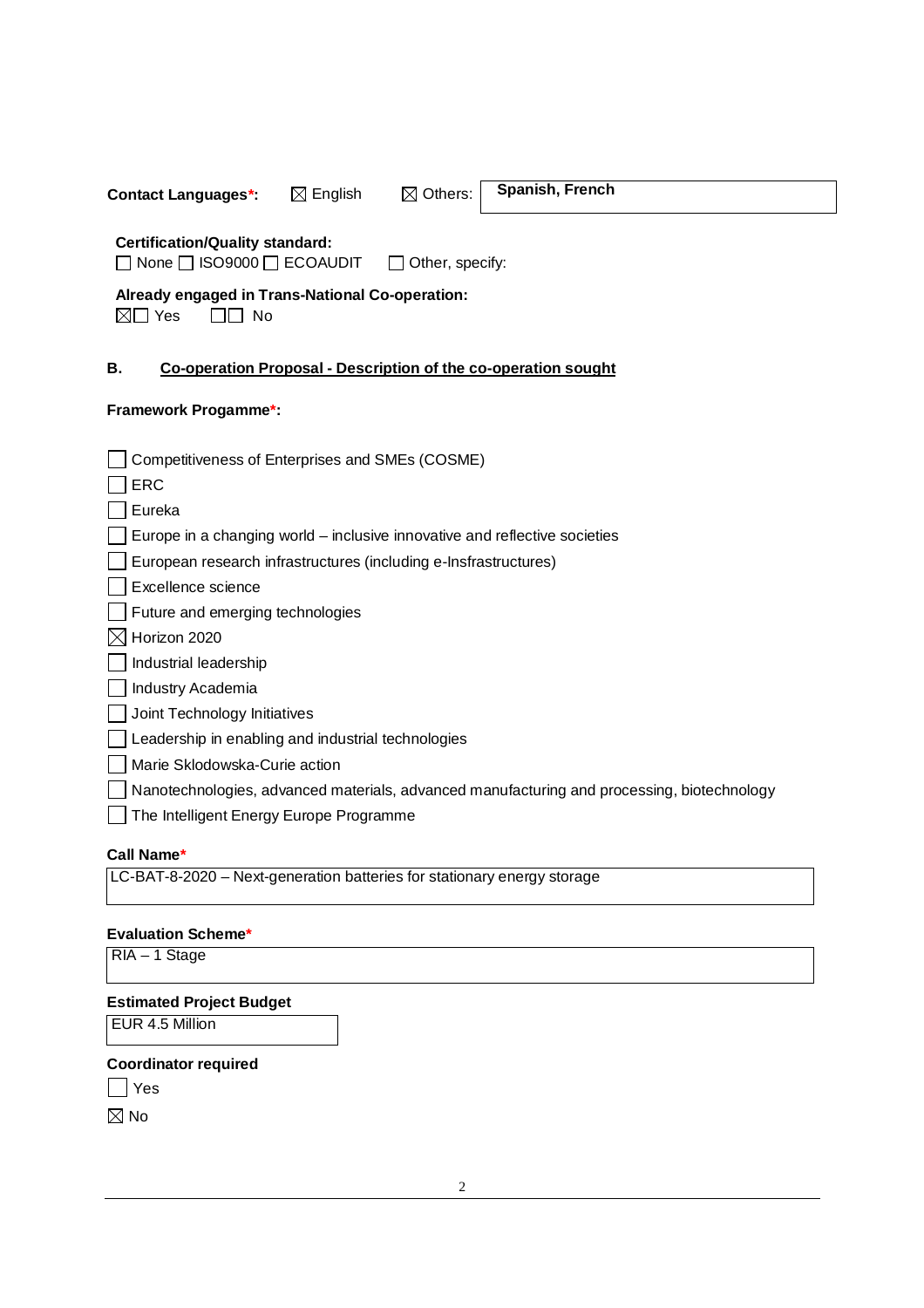**Contact Languages*:** ☒ English ☒ Others: **Spanish, French**

**Certification/Quality standard:**
☐ None ☐ ISO9000 ☐ ECOAUDIT ☐ Other, specify:

**Already engaged in Trans-National Co-operation:**
☒☐ Yes ☐☐ No

## B. Co-operation Proposal - Description of the co-operation sought

**Framework Progamme*:**

☐ Competitiveness of Enterprises and SMEs (COSME)
☐ ERC
☐ Eureka
☐ Europe in a changing world – inclusive innovative and reflective societies
☐ European research infrastructures (including e-Insfrastructures)
☐ Excellence science
☐ Future and emerging technologies
☒ Horizon 2020
☐ Industrial leadership
☐ Industry Academia
☐ Joint Technology Initiatives
☐ Leadership in enabling and industrial technologies
☐ Marie Sklodowska-Curie action
☐ Nanotechnologies, advanced materials, advanced manufacturing and processing, biotechnology
☐ The Intelligent Energy Europe Programme

**Call Name***

LC-BAT-8-2020 – Next-generation batteries for stationary energy storage

**Evaluation Scheme***

RIA – 1 Stage

**Estimated Project Budget**

EUR 4.5 Million

**Coordinator required**

☐ Yes
☒ No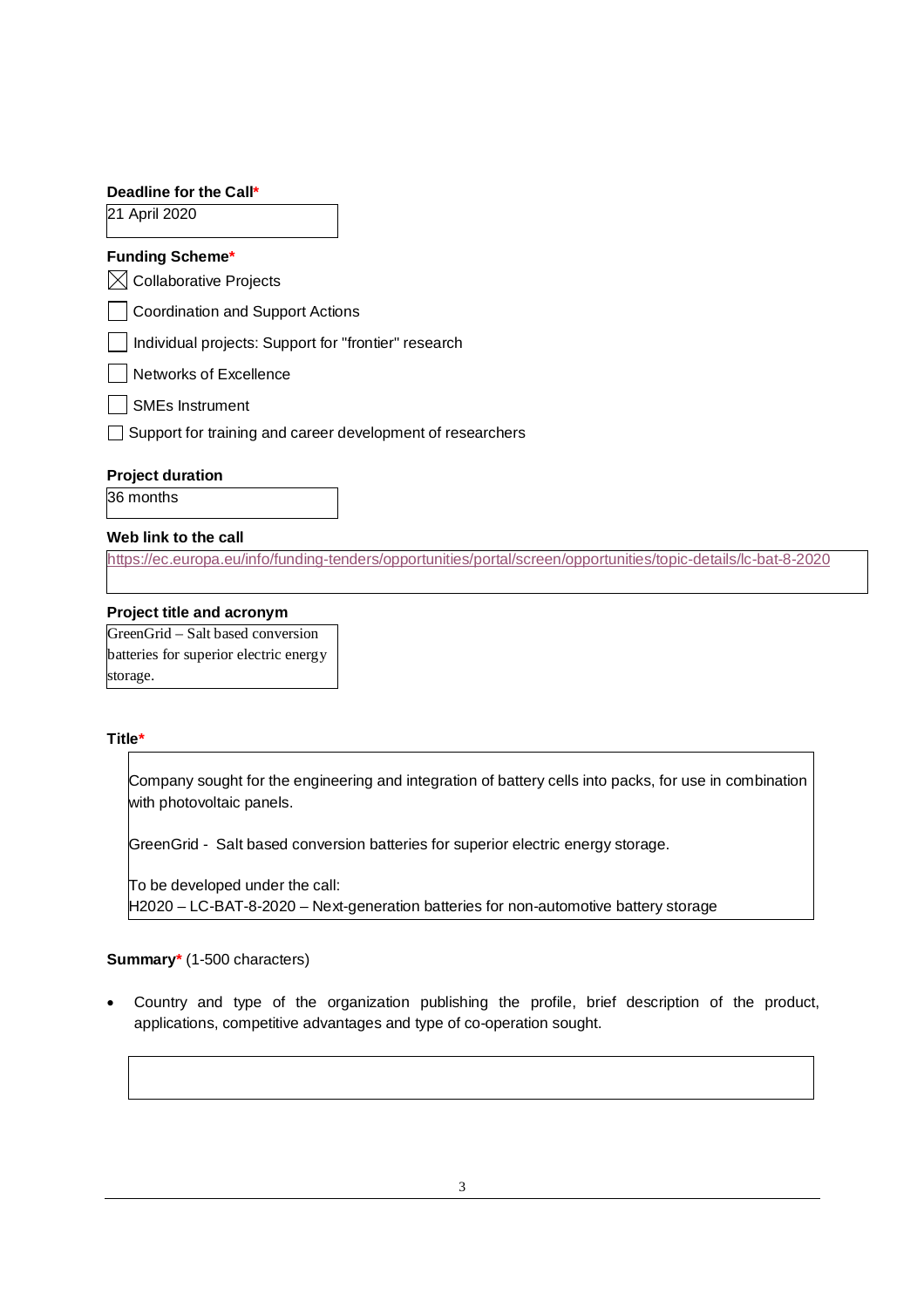**Deadline for the Call***

21 April 2020

**Funding Scheme***

- [x] Collaborative Projects
- [ ] Coordination and Support Actions
- [ ] Individual projects: Support for "frontier" research
- [ ] Networks of Excellence
- [ ] SMEs Instrument
- [ ] Support for training and career development of researchers

**Project duration**

36 months

**Web link to the call**

https://ec.europa.eu/info/funding-tenders/opportunities/portal/screen/opportunities/topic-details/lc-bat-8-2020

**Project title and acronym**

GreenGrid – Salt based conversion batteries for superior electric energy storage.

**Title***

Company sought for the engineering and integration of battery cells into packs, for use in combination with photovoltaic panels.

GreenGrid - Salt based conversion batteries for superior electric energy storage.

To be developed under the call:
H2020 – LC-BAT-8-2020 – Next-generation batteries for non-automotive battery storage

**Summary*** (1-500 characters)

- Country and type of the organization publishing the profile, brief description of the product, applications, competitive advantages and type of co-operation sought.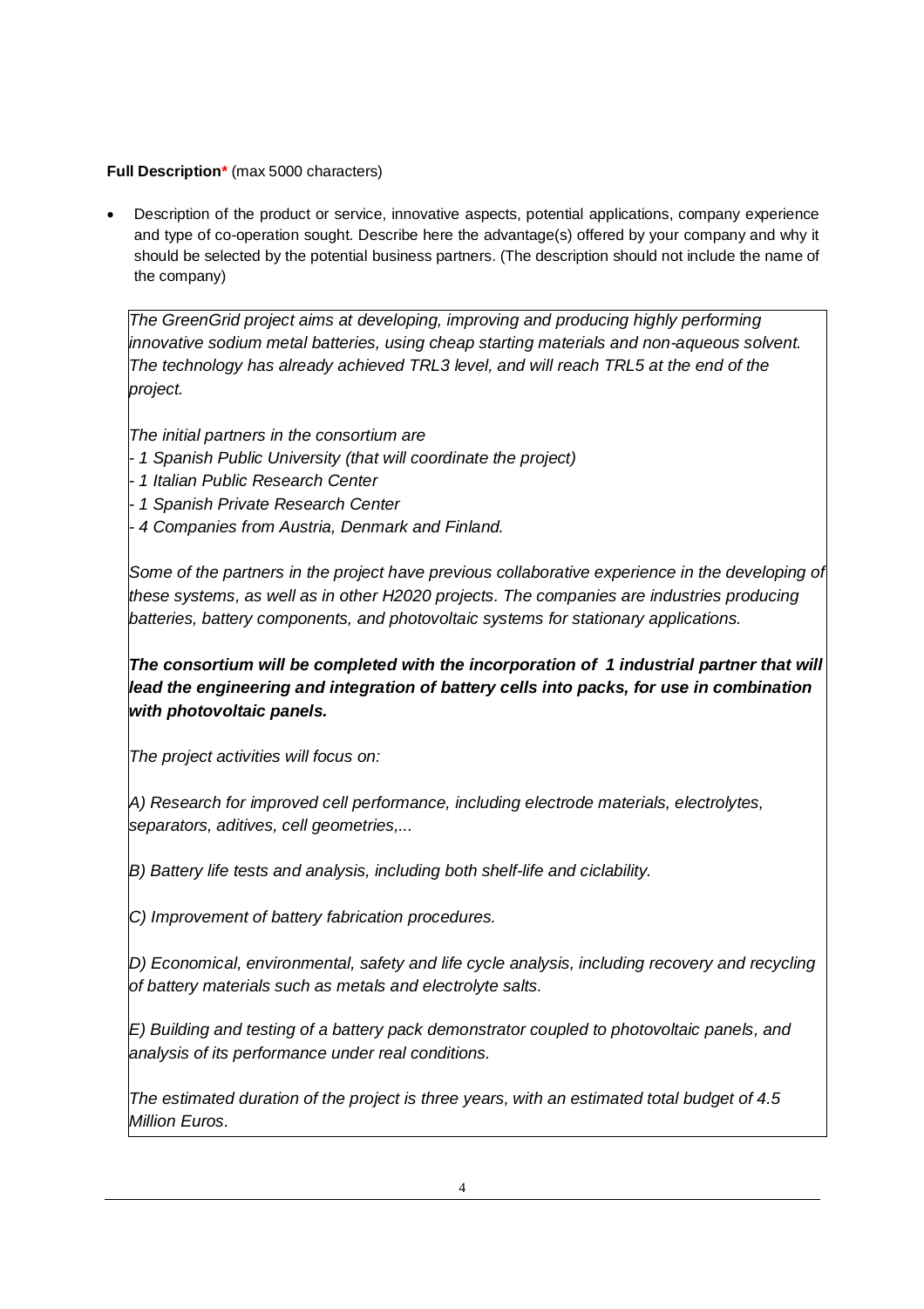**Full Description*** (max 5000 characters)

- Description of the product or service, innovative aspects, potential applications, company experience and type of co-operation sought. Describe here the advantage(s) offered by your company and why it should be selected by the potential business partners. (The description should not include the name of the company)

*The GreenGrid project aims at developing, improving and producing highly performing innovative sodium metal batteries, using cheap starting materials and non-aqueous solvent. The technology has already achieved TRL3 level, and will reach TRL5 at the end of the project.*

*The initial partners in the consortium are*
*- 1 Spanish Public University (that will coordinate the project)*
*- 1 Italian Public Research Center*
*- 1 Spanish Private Research Center*
*- 4 Companies from Austria, Denmark and Finland.*

*Some of the partners in the project have previous collaborative experience in the developing of these systems, as well as in other H2020 projects. The companies are industries producing batteries, battery components, and photovoltaic systems for stationary applications.*

***The consortium will be completed with the incorporation of 1 industrial partner that will lead the engineering and integration of battery cells into packs, for use in combination with photovoltaic panels.***

*The project activities will focus on:*

*A) Research for improved cell performance, including electrode materials, electrolytes, separators, aditives, cell geometries,...*

*B) Battery life tests and analysis, including both shelf-life and ciclability.*

*C) Improvement of battery fabrication procedures.*

*D) Economical, environmental, safety and life cycle analysis, including recovery and recycling of battery materials such as metals and electrolyte salts.*

*E) Building and testing of a battery pack demonstrator coupled to photovoltaic panels, and analysis of its performance under real conditions.*

*The estimated duration of the project is three years, with an estimated total budget of 4.5 Million Euros.*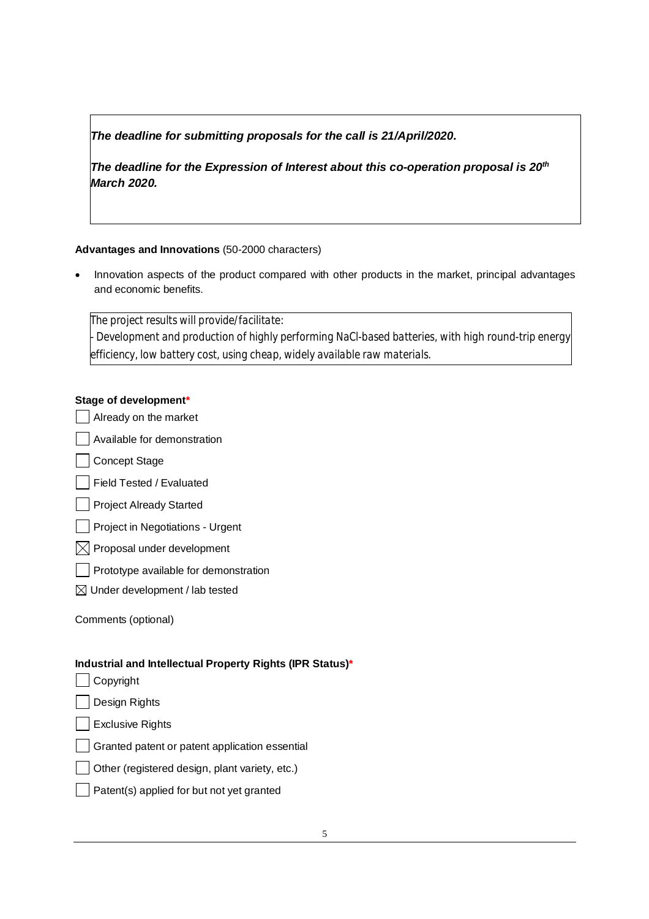*The deadline for submitting proposals for the call is 21/April/2020.*

*The deadline for the Expression of Interest about this co-operation proposal is 20[th] March 2020.*

**Advantages and Innovations** (50-2000 characters)

- Innovation aspects of the product compared with other products in the market, principal advantages and economic benefits.

*The project results will provide/facilitate:*
*- Development and production of highly performing NaCl-based batteries, with high round-trip energy efficiency, low battery cost, using cheap, widely available raw materials.*

**Stage of development***

☐ Already on the market

☐ Available for demonstration

☐ Concept Stage

☐ Field Tested / Evaluated

☐ Project Already Started

☐ Project in Negotiations - Urgent

☒ Proposal under development

☐ Prototype available for demonstration

☒ Under development / lab tested

Comments (optional)

**Industrial and Intellectual Property Rights (IPR Status)***

☐ Copyright

☐ Design Rights

☐ Exclusive Rights

☐ Granted patent or patent application essential

☐ Other (registered design, plant variety, etc.)

☐ Patent(s) applied for but not yet granted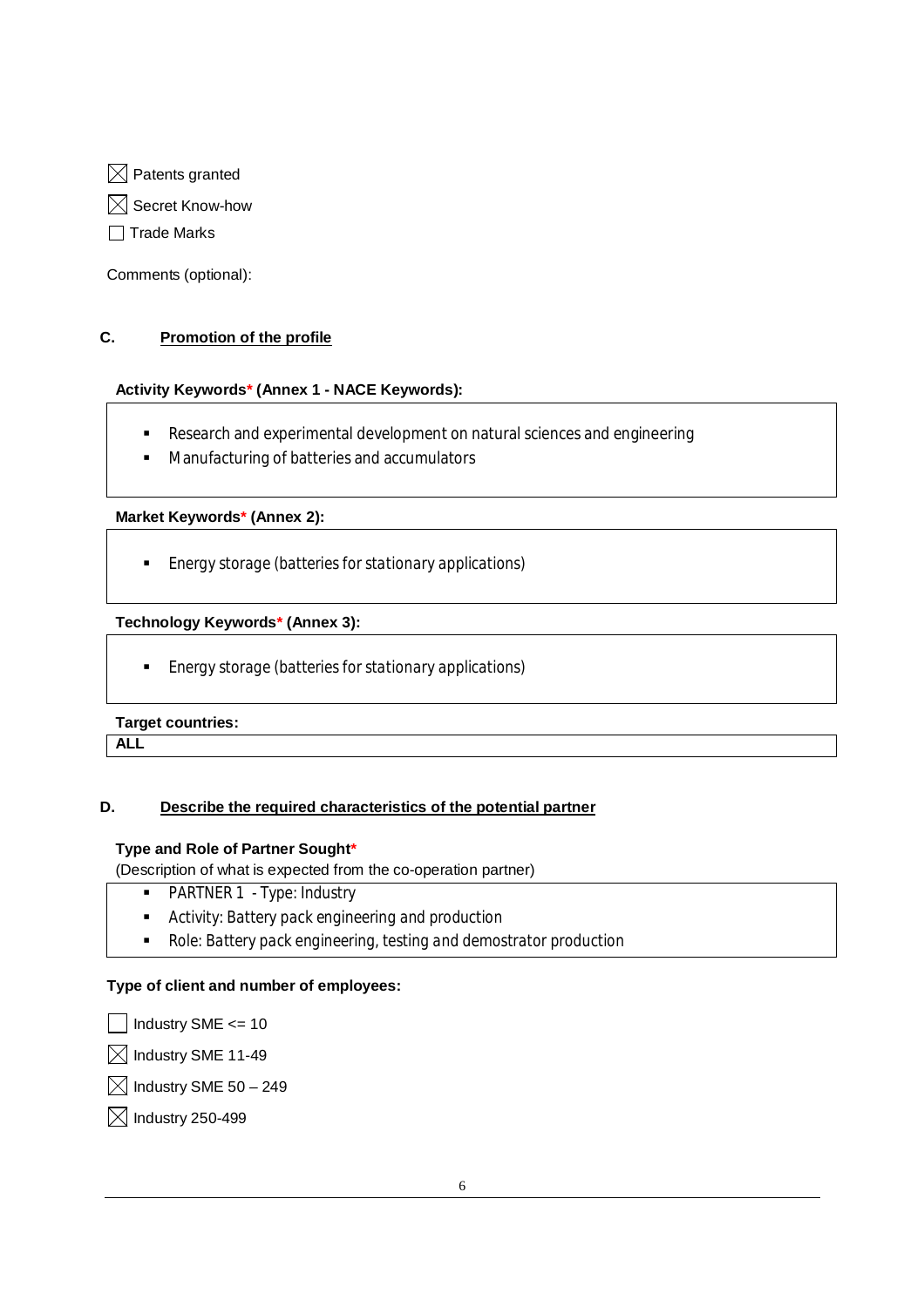☒ Patents granted

☒ Secret Know-how

☐ Trade Marks

Comments (optional):

## C. Promotion of the profile

**Activity Keywords* (Annex 1 - NACE Keywords):**

- Research and experimental development on natural sciences and engineering
- Manufacturing of batteries and accumulators

**Market Keywords* (Annex 2):**

- Energy storage (batteries for stationary applications)

**Technology Keywords* (Annex 3):**

- Energy storage (batteries for stationary applications)

**Target countries:**

**ALL**

## D. Describe the required characteristics of the potential partner

**Type and Role of Partner Sought***

(Description of what is expected from the co-operation partner)

- PARTNER 1 - Type: Industry
- Activity: Battery pack engineering and production
- Role: Battery pack engineering, testing and demostrator production

**Type of client and number of employees:**

☐ Industry SME <= 10

☒ Industry SME 11-49

☒ Industry SME 50 – 249

☒ Industry 250-499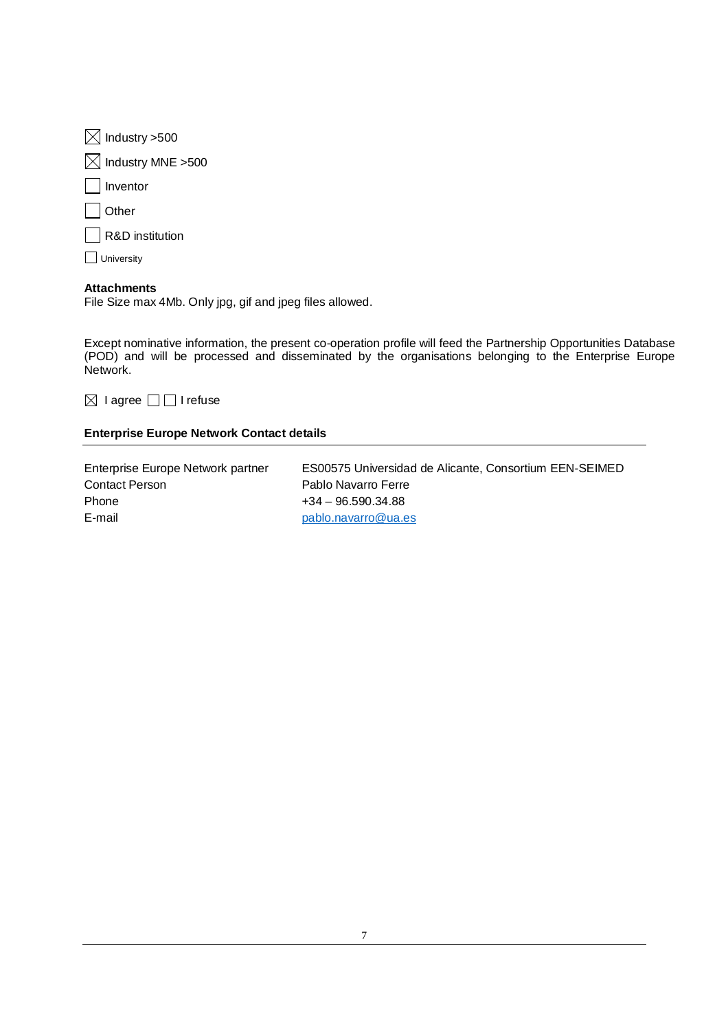☒ Industry >500

☒ Industry MNE >500

☐ Inventor

☐ Other

☐ R&D institution

☐ University

**Attachments**
File Size max 4Mb. Only jpg, gif and jpeg files allowed.

Except nominative information, the present co-operation profile will feed the Partnership Opportunities Database (POD) and will be processed and disseminated by the organisations belonging to the Enterprise Europe Network.

☒ I agree ☐ ☐ I refuse

**Enterprise Europe Network Contact details**

| | |
|---|---|
| Enterprise Europe Network partner | ES00575 Universidad de Alicante, Consortium EEN-SEIMED |
| Contact Person | Pablo Navarro Ferre |
| Phone | +34 – 96.590.34.88 |
| E-mail | pablo.navarro@ua.es |